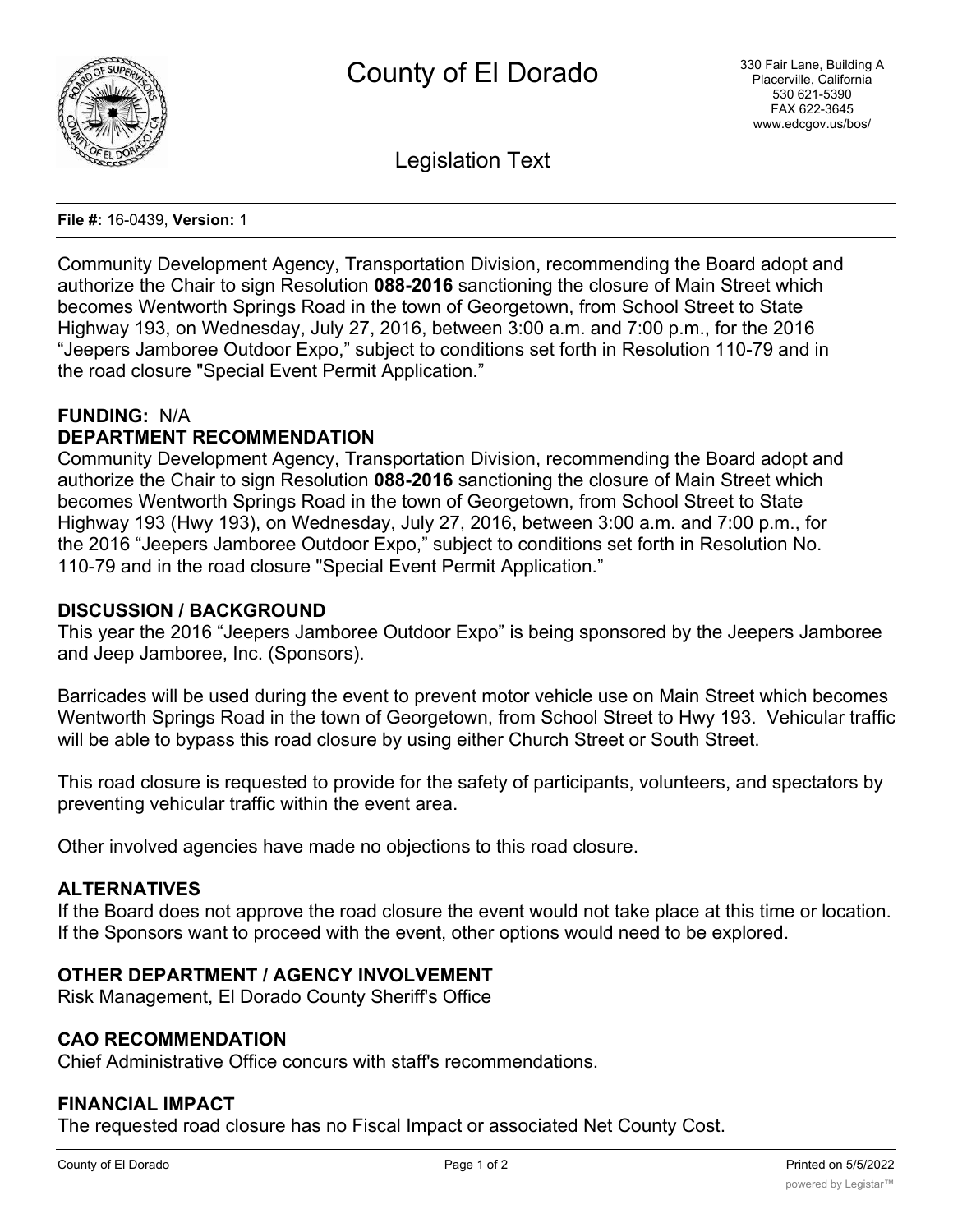# County of El Dorado

330 Fair Lane, Building A
Placerville, California
530 621-5390
FAX 622-3645
www.edcgov.us/bos/

## Legislation Text

**File #:** 16-0439, **Version:** 1

Community Development Agency, Transportation Division, recommending the Board adopt and authorize the Chair to sign Resolution **088-2016** sanctioning the closure of Main Street which becomes Wentworth Springs Road in the town of Georgetown, from School Street to State Highway 193, on Wednesday, July 27, 2016, between 3:00 a.m. and 7:00 p.m., for the 2016 "Jeepers Jamboree Outdoor Expo," subject to conditions set forth in Resolution 110-79 and in the road closure "Special Event Permit Application."

**FUNDING:** N/A

**DEPARTMENT RECOMMENDATION**

Community Development Agency, Transportation Division, recommending the Board adopt and authorize the Chair to sign Resolution **088-2016** sanctioning the closure of Main Street which becomes Wentworth Springs Road in the town of Georgetown, from School Street to State Highway 193 (Hwy 193), on Wednesday, July 27, 2016, between 3:00 a.m. and 7:00 p.m., for the 2016 "Jeepers Jamboree Outdoor Expo," subject to conditions set forth in Resolution No. 110-79 and in the road closure "Special Event Permit Application."

**DISCUSSION / BACKGROUND**

This year the 2016 "Jeepers Jamboree Outdoor Expo" is being sponsored by the Jeepers Jamboree and Jeep Jamboree, Inc. (Sponsors).

Barricades will be used during the event to prevent motor vehicle use on Main Street which becomes Wentworth Springs Road in the town of Georgetown, from School Street to Hwy 193. Vehicular traffic will be able to bypass this road closure by using either Church Street or South Street.

This road closure is requested to provide for the safety of participants, volunteers, and spectators by preventing vehicular traffic within the event area.

Other involved agencies have made no objections to this road closure.

**ALTERNATIVES**

If the Board does not approve the road closure the event would not take place at this time or location. If the Sponsors want to proceed with the event, other options would need to be explored.

**OTHER DEPARTMENT / AGENCY INVOLVEMENT**

Risk Management, El Dorado County Sheriff's Office

**CAO RECOMMENDATION**

Chief Administrative Office concurs with staff's recommendations.

**FINANCIAL IMPACT**

The requested road closure has no Fiscal Impact or associated Net County Cost.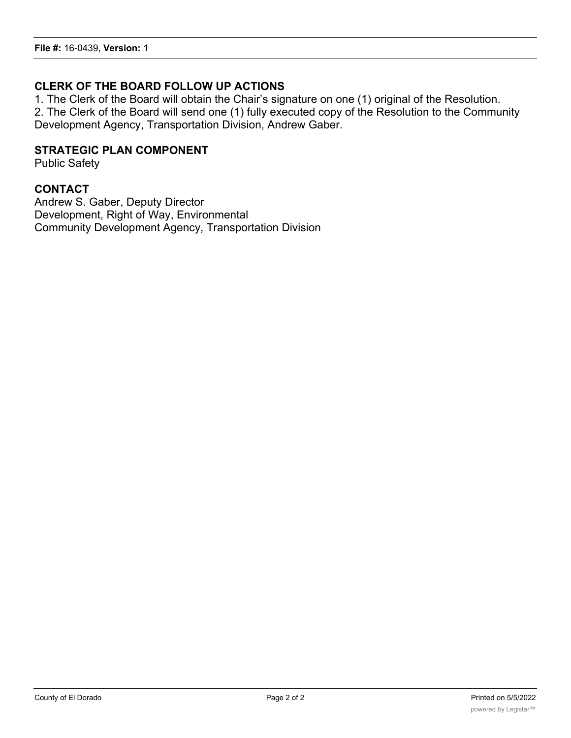## CLERK OF THE BOARD FOLLOW UP ACTIONS

1. The Clerk of the Board will obtain the Chair's signature on one (1) original of the Resolution.
2. The Clerk of the Board will send one (1) fully executed copy of the Resolution to the Community Development Agency, Transportation Division, Andrew Gaber.

## STRATEGIC PLAN COMPONENT

Public Safety

## CONTACT

Andrew S. Gaber, Deputy Director
Development, Right of Way, Environmental
Community Development Agency, Transportation Division